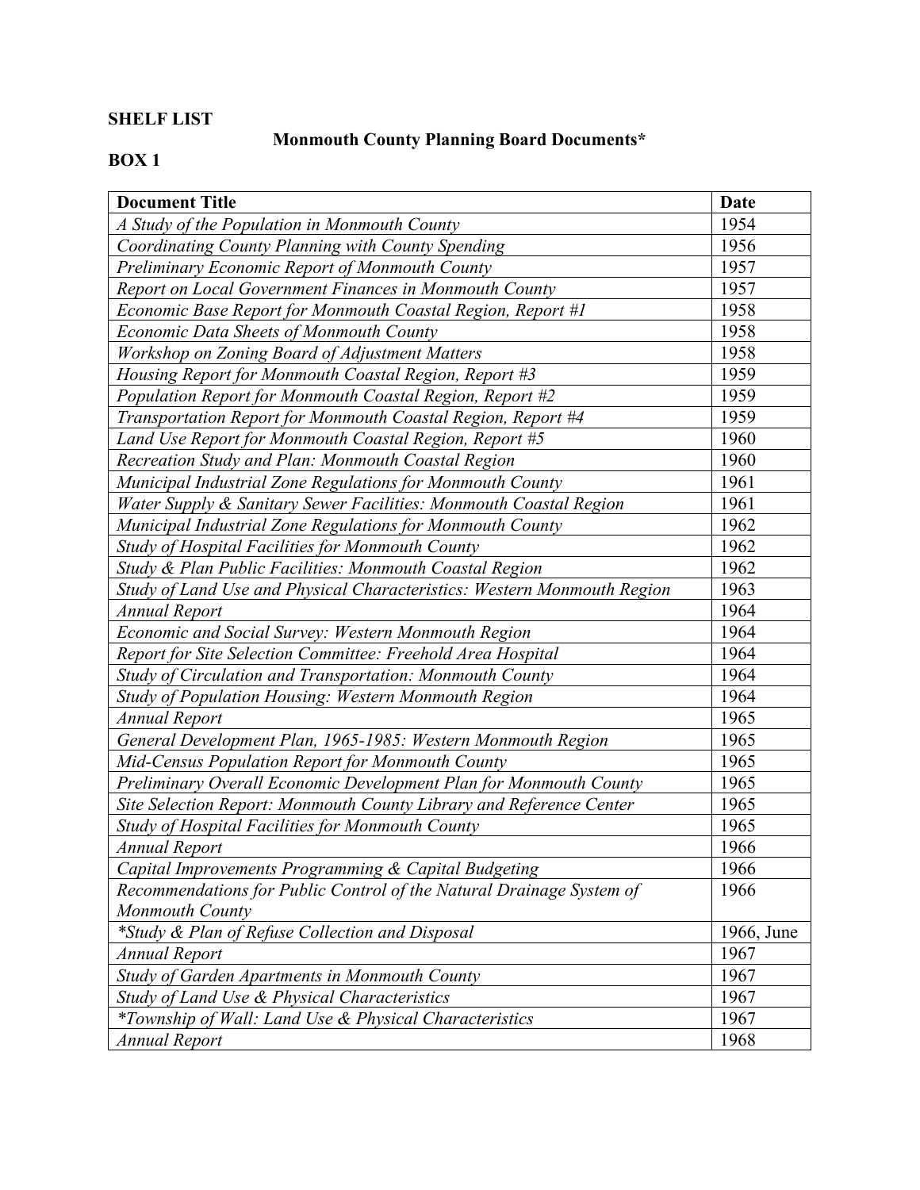**SHELF LIST**

**Monmouth County Planning Board Documents***

**BOX 1**

| Document Title | Date |
|---|---|
| *A Study of the Population in Monmouth County* | 1954 |
| *Coordinating County Planning with County Spending* | 1956 |
| *Preliminary Economic Report of Monmouth County* | 1957 |
| *Report on Local Government Finances in Monmouth County* | 1957 |
| *Economic Base Report for Monmouth Coastal Region, Report #1* | 1958 |
| *Economic Data Sheets of Monmouth County* | 1958 |
| *Workshop on Zoning Board of Adjustment Matters* | 1958 |
| *Housing Report for Monmouth Coastal Region, Report #3* | 1959 |
| *Population Report for Monmouth Coastal Region, Report #2* | 1959 |
| *Transportation Report for Monmouth Coastal Region, Report #4* | 1959 |
| *Land Use Report for Monmouth Coastal Region, Report #5* | 1960 |
| *Recreation Study and Plan: Monmouth Coastal Region* | 1960 |
| *Municipal Industrial Zone Regulations for Monmouth County* | 1961 |
| *Water Supply & Sanitary Sewer Facilities: Monmouth Coastal Region* | 1961 |
| *Municipal Industrial Zone Regulations for Monmouth County* | 1962 |
| *Study of Hospital Facilities for Monmouth County* | 1962 |
| *Study & Plan Public Facilities: Monmouth Coastal Region* | 1962 |
| *Study of Land Use and Physical Characteristics: Western Monmouth Region* | 1963 |
| *Annual Report* | 1964 |
| *Economic and Social Survey: Western Monmouth Region* | 1964 |
| *Report for Site Selection Committee: Freehold Area Hospital* | 1964 |
| *Study of Circulation and Transportation: Monmouth County* | 1964 |
| *Study of Population Housing: Western Monmouth Region* | 1964 |
| *Annual Report* | 1965 |
| *General Development Plan, 1965-1985: Western Monmouth Region* | 1965 |
| *Mid-Census Population Report for Monmouth County* | 1965 |
| *Preliminary Overall Economic Development Plan for Monmouth County* | 1965 |
| *Site Selection Report: Monmouth County Library and Reference Center* | 1965 |
| *Study of Hospital Facilities for Monmouth County* | 1965 |
| *Annual Report* | 1966 |
| *Capital Improvements Programming & Capital Budgeting* | 1966 |
| *Recommendations for Public Control of the Natural Drainage System of Monmouth County* | 1966 |
| **Study & Plan of Refuse Collection and Disposal* | 1966, June |
| *Annual Report* | 1967 |
| *Study of Garden Apartments in Monmouth County* | 1967 |
| *Study of Land Use & Physical Characteristics* | 1967 |
| **Township of Wall: Land Use & Physical Characteristics* | 1967 |
| *Annual Report* | 1968 |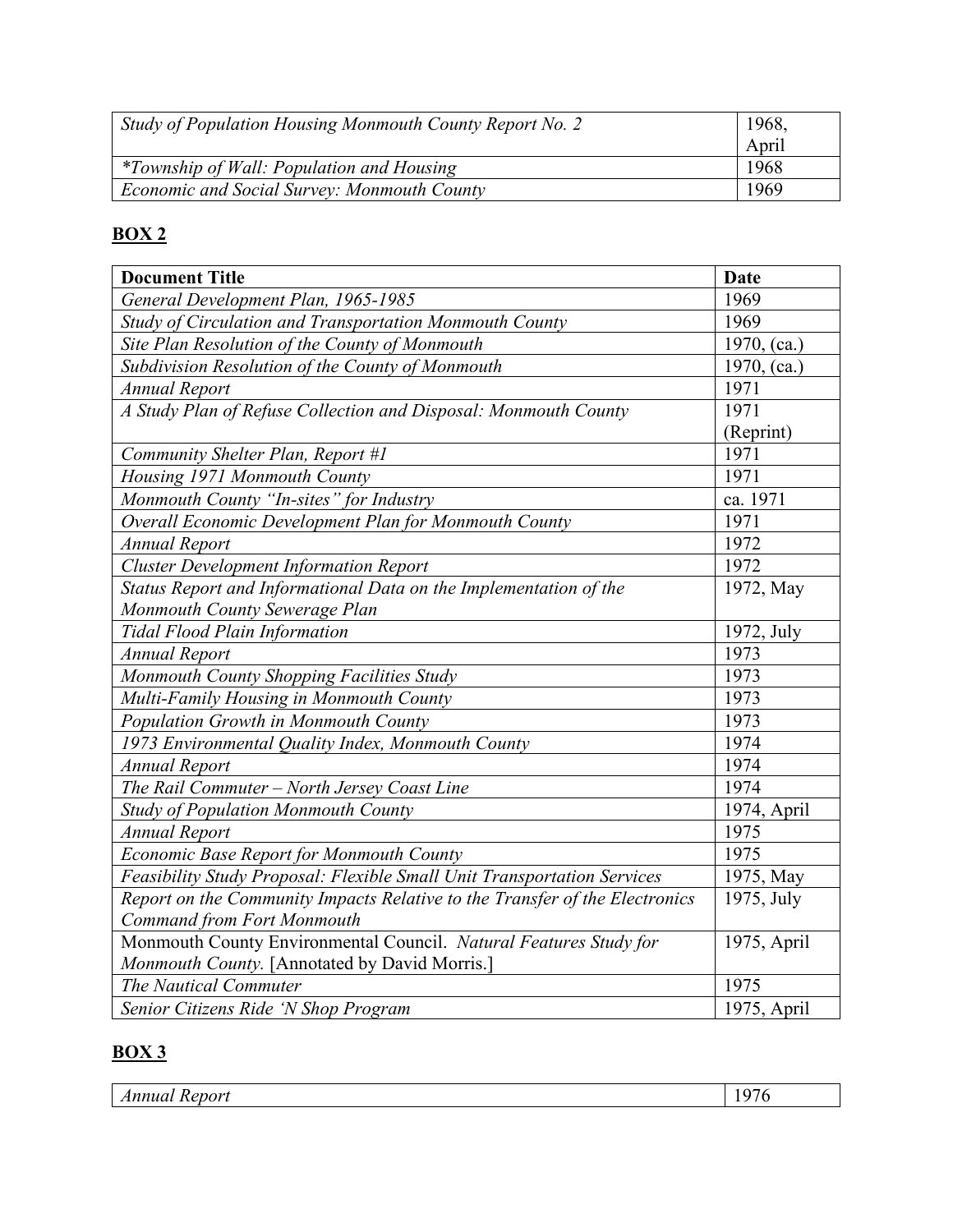| | |
|---|---|
| *Study of Population Housing Monmouth County Report No. 2* | 1968, April |
| **Township of Wall: Population and Housing* | 1968 |
| *Economic and Social Survey: Monmouth County* | 1969 |

## BOX 2

| Document Title | Date |
|---|---|
| *General Development Plan, 1965-1985* | 1969 |
| *Study of Circulation and Transportation Monmouth County* | 1969 |
| *Site Plan Resolution of the County of Monmouth* | 1970, (ca.) |
| *Subdivision Resolution of the County of Monmouth* | 1970, (ca.) |
| *Annual Report* | 1971 |
| *A Study Plan of Refuse Collection and Disposal: Monmouth County* | 1971 (Reprint) |
| *Community Shelter Plan, Report #1* | 1971 |
| *Housing 1971 Monmouth County* | 1971 |
| *Monmouth County "In-sites" for Industry* | ca. 1971 |
| *Overall Economic Development Plan for Monmouth County* | 1971 |
| *Annual Report* | 1972 |
| *Cluster Development Information Report* | 1972 |
| *Status Report and Informational Data on the Implementation of the Monmouth County Sewerage Plan* | 1972, May |
| *Tidal Flood Plain Information* | 1972, July |
| *Annual Report* | 1973 |
| *Monmouth County Shopping Facilities Study* | 1973 |
| *Multi-Family Housing in Monmouth County* | 1973 |
| *Population Growth in Monmouth County* | 1973 |
| *1973 Environmental Quality Index, Monmouth County* | 1974 |
| *Annual Report* | 1974 |
| *The Rail Commuter – North Jersey Coast Line* | 1974 |
| *Study of Population Monmouth County* | 1974, April |
| *Annual Report* | 1975 |
| *Economic Base Report for Monmouth County* | 1975 |
| *Feasibility Study Proposal: Flexible Small Unit Transportation Services* | 1975, May |
| *Report on the Community Impacts Relative to the Transfer of the Electronics Command from Fort Monmouth* | 1975, July |
| Monmouth County Environmental Council. *Natural Features Study for Monmouth County.* [Annotated by David Morris.] | 1975, April |
| *The Nautical Commuter* | 1975 |
| *Senior Citizens Ride 'N Shop Program* | 1975, April |

## BOX 3

| | |
|---|---|
| *Annual Report* | 1976 |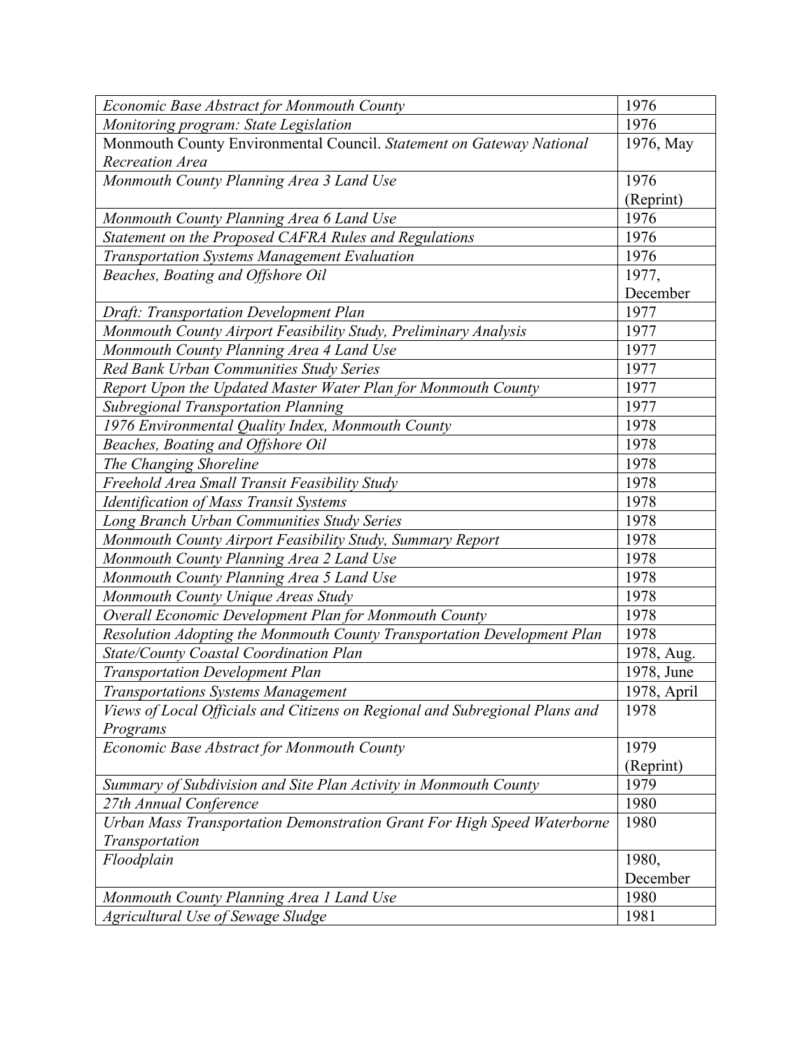| *Economic Base Abstract for Monmouth County* | 1976 |
|---|---|
| *Monitoring program: State Legislation* | 1976 |
| Monmouth County Environmental Council. *Statement on Gateway National Recreation Area* | 1976, May |
| *Monmouth County Planning Area 3 Land Use* | 1976 (Reprint) |
| *Monmouth County Planning Area 6 Land Use* | 1976 |
| *Statement on the Proposed CAFRA Rules and Regulations* | 1976 |
| *Transportation Systems Management Evaluation* | 1976 |
| *Beaches, Boating and Offshore Oil* | 1977, December |
| *Draft: Transportation Development Plan* | 1977 |
| *Monmouth County Airport Feasibility Study, Preliminary Analysis* | 1977 |
| *Monmouth County Planning Area 4 Land Use* | 1977 |
| *Red Bank Urban Communities Study Series* | 1977 |
| *Report Upon the Updated Master Water Plan for Monmouth County* | 1977 |
| *Subregional Transportation Planning* | 1977 |
| *1976 Environmental Quality Index, Monmouth County* | 1978 |
| *Beaches, Boating and Offshore Oil* | 1978 |
| *The Changing Shoreline* | 1978 |
| *Freehold Area Small Transit Feasibility Study* | 1978 |
| *Identification of Mass Transit Systems* | 1978 |
| *Long Branch Urban Communities Study Series* | 1978 |
| *Monmouth County Airport Feasibility Study, Summary Report* | 1978 |
| *Monmouth County Planning Area 2 Land Use* | 1978 |
| *Monmouth County Planning Area 5 Land Use* | 1978 |
| *Monmouth County Unique Areas Study* | 1978 |
| *Overall Economic Development Plan for Monmouth County* | 1978 |
| *Resolution Adopting the Monmouth County Transportation Development Plan* | 1978 |
| *State/County Coastal Coordination Plan* | 1978, Aug. |
| *Transportation Development Plan* | 1978, June |
| *Transportations Systems Management* | 1978, April |
| *Views of Local Officials and Citizens on Regional and Subregional Plans and Programs* | 1978 |
| *Economic Base Abstract for Monmouth County* | 1979 (Reprint) |
| *Summary of Subdivision and Site Plan Activity in Monmouth County* | 1979 |
| *27th Annual Conference* | 1980 |
| *Urban Mass Transportation Demonstration Grant For High Speed Waterborne Transportation* | 1980 |
| *Floodplain* | 1980, December |
| *Monmouth County Planning Area 1 Land Use* | 1980 |
| *Agricultural Use of Sewage Sludge* | 1981 |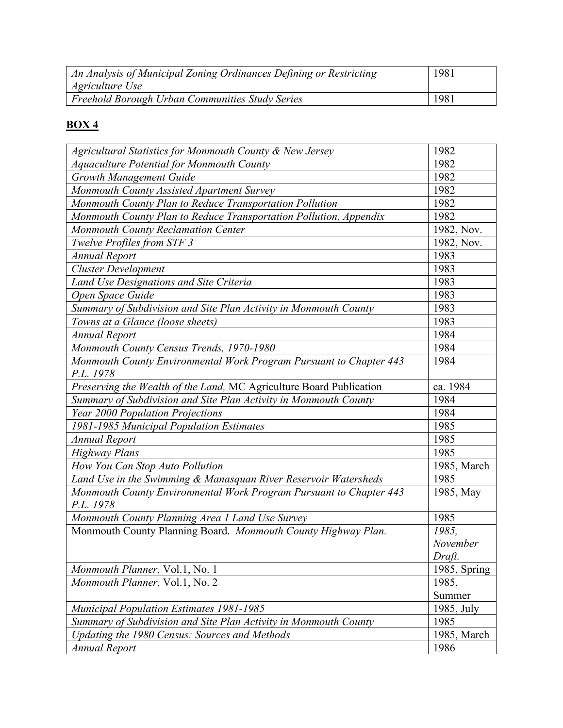| *An Analysis of Municipal Zoning Ordinances Defining or Restricting Agriculture Use* | 1981 |
|---|---|
| *Freehold Borough Urban Communities Study Series* | 1981 |

## **BOX 4**

| *Agricultural Statistics for Monmouth County & New Jersey* | 1982 |
|---|---|
| *Aquaculture Potential for Monmouth County* | 1982 |
| *Growth Management Guide* | 1982 |
| *Monmouth County Assisted Apartment Survey* | 1982 |
| *Monmouth County Plan to Reduce Transportation Pollution* | 1982 |
| *Monmouth County Plan to Reduce Transportation Pollution, Appendix* | 1982 |
| *Monmouth County Reclamation Center* | 1982, Nov. |
| *Twelve Profiles from STF 3* | 1982, Nov. |
| *Annual Report* | 1983 |
| *Cluster Development* | 1983 |
| *Land Use Designations and Site Criteria* | 1983 |
| *Open Space Guide* | 1983 |
| *Summary of Subdivision and Site Plan Activity in Monmouth County* | 1983 |
| *Towns at a Glance (loose sheets)* | 1983 |
| *Annual Report* | 1984 |
| *Monmouth County Census Trends, 1970-1980* | 1984 |
| *Monmouth County Environmental Work Program Pursuant to Chapter 443 P.L. 1978* | 1984 |
| *Preserving the Wealth of the Land,* MC Agriculture Board Publication | ca. 1984 |
| *Summary of Subdivision and Site Plan Activity in Monmouth County* | 1984 |
| *Year 2000 Population Projections* | 1984 |
| *1981-1985 Municipal Population Estimates* | 1985 |
| *Annual Report* | 1985 |
| *Highway Plans* | 1985 |
| *How You Can Stop Auto Pollution* | 1985, March |
| *Land Use in the Swimming & Manasquan River Reservoir Watersheds* | 1985 |
| *Monmouth County Environmental Work Program Pursuant to Chapter 443 P.L. 1978* | 1985, May |
| *Monmouth County Planning Area 1 Land Use Survey* | 1985 |
| Monmouth County Planning Board. *Monmouth County Highway Plan.* | *1985, November Draft.* |
| *Monmouth Planner,* Vol.1, No. 1 | 1985, Spring |
| *Monmouth Planner,* Vol.1, No. 2 | 1985, Summer |
| *Municipal Population Estimates 1981-1985* | 1985, July |
| *Summary of Subdivision and Site Plan Activity in Monmouth County* | 1985 |
| *Updating the 1980 Census: Sources and Methods* | 1985, March |
| *Annual Report* | 1986 |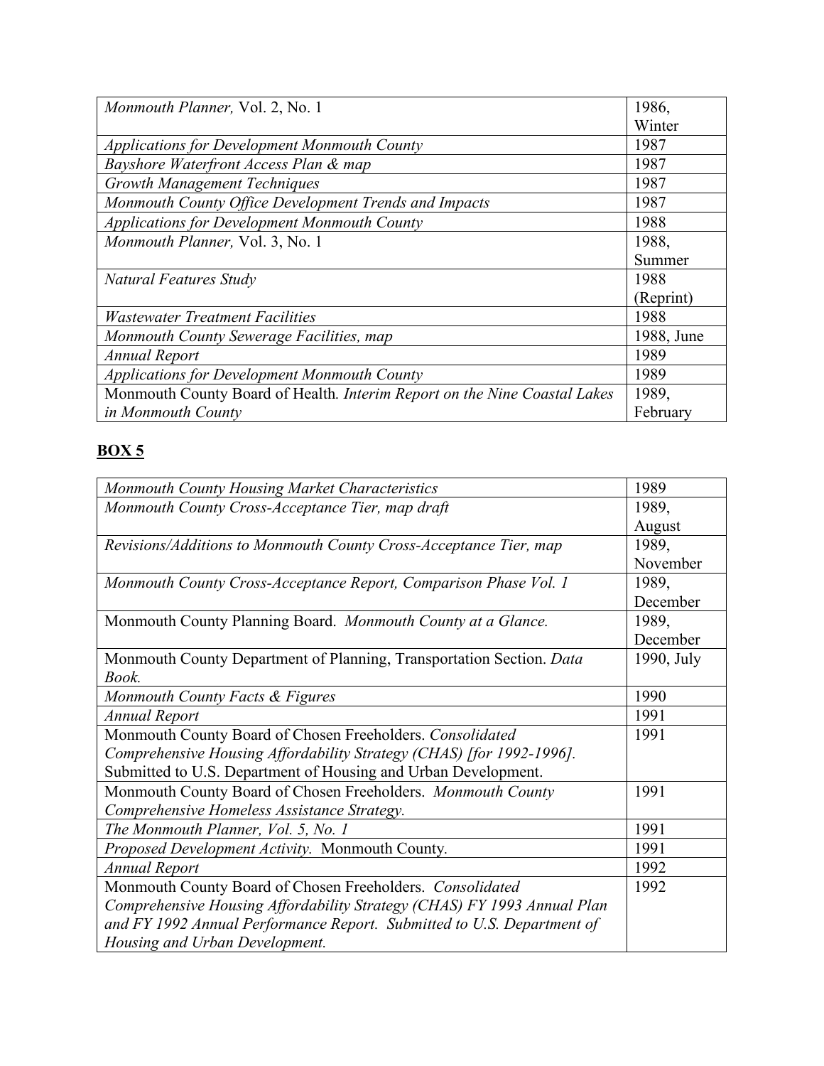| | |
|---|---|
| *Monmouth Planner,* Vol. 2, No. 1 | 1986, Winter |
| *Applications for Development Monmouth County* | 1987 |
| *Bayshore Waterfront Access Plan & map* | 1987 |
| *Growth Management Techniques* | 1987 |
| *Monmouth County Office Development Trends and Impacts* | 1987 |
| *Applications for Development Monmouth County* | 1988 |
| *Monmouth Planner,* Vol. 3, No. 1 | 1988, Summer |
| *Natural Features Study* | 1988 (Reprint) |
| *Wastewater Treatment Facilities* | 1988 |
| *Monmouth County Sewerage Facilities, map* | 1988, June |
| *Annual Report* | 1989 |
| *Applications for Development Monmouth County* | 1989 |
| Monmouth County Board of Health. *Interim Report on the Nine Coastal Lakes in Monmouth County* | 1989, February |

## BOX 5

| | |
|---|---|
| *Monmouth County Housing Market Characteristics* | 1989 |
| *Monmouth County Cross-Acceptance Tier, map draft* | 1989, August |
| *Revisions/Additions to Monmouth County Cross-Acceptance Tier, map* | 1989, November |
| *Monmouth County Cross-Acceptance Report, Comparison Phase Vol. 1* | 1989, December |
| Monmouth County Planning Board. *Monmouth County at a Glance.* | 1989, December |
| Monmouth County Department of Planning, Transportation Section. *Data Book.* | 1990, July |
| *Monmouth County Facts & Figures* | 1990 |
| *Annual Report* | 1991 |
| Monmouth County Board of Chosen Freeholders. *Consolidated Comprehensive Housing Affordability Strategy (CHAS) [for 1992-1996].* Submitted to U.S. Department of Housing and Urban Development. | 1991 |
| Monmouth County Board of Chosen Freeholders. *Monmouth County Comprehensive Homeless Assistance Strategy.* | 1991 |
| *The Monmouth Planner, Vol. 5, No. 1* | 1991 |
| *Proposed Development Activity.* Monmouth County. | 1991 |
| *Annual Report* | 1992 |
| Monmouth County Board of Chosen Freeholders. *Consolidated Comprehensive Housing Affordability Strategy (CHAS) FY 1993 Annual Plan and FY 1992 Annual Performance Report. Submitted to U.S. Department of Housing and Urban Development.* | 1992 |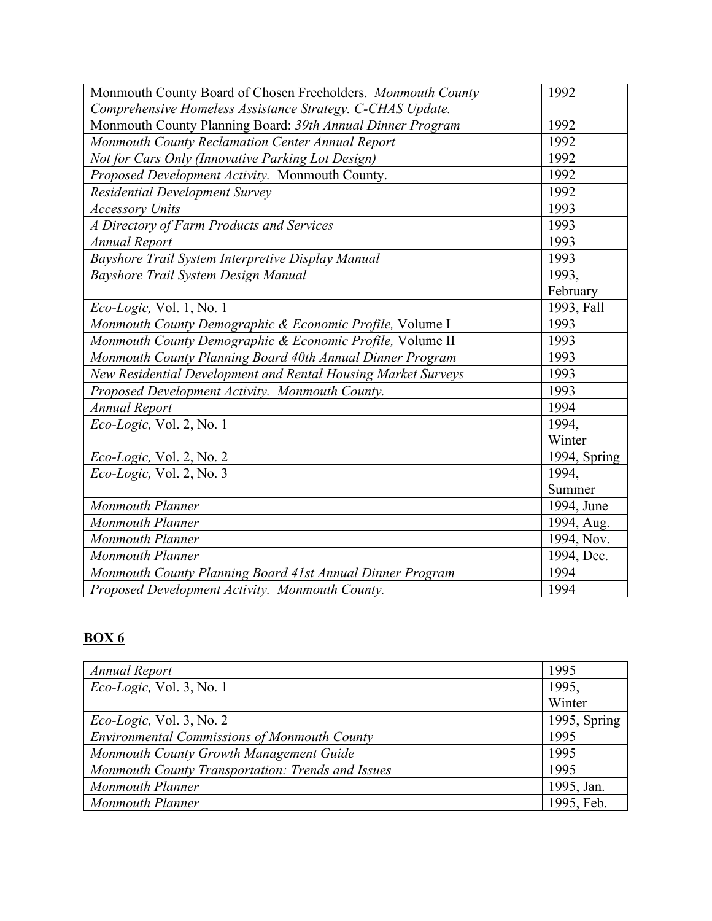| | |
|---|---|
| Monmouth County Board of Chosen Freeholders. *Monmouth County Comprehensive Homeless Assistance Strategy. C-CHAS Update.* | 1992 |
| Monmouth County Planning Board: *39th Annual Dinner Program* | 1992 |
| *Monmouth County Reclamation Center Annual Report* | 1992 |
| *Not for Cars Only (Innovative Parking Lot Design)* | 1992 |
| *Proposed Development Activity.* Monmouth County. | 1992 |
| *Residential Development Survey* | 1992 |
| *Accessory Units* | 1993 |
| *A Directory of Farm Products and Services* | 1993 |
| *Annual Report* | 1993 |
| *Bayshore Trail System Interpretive Display Manual* | 1993 |
| *Bayshore Trail System Design Manual* | 1993, February |
| *Eco-Logic,* Vol. 1, No. 1 | 1993, Fall |
| *Monmouth County Demographic & Economic Profile,* Volume I | 1993 |
| *Monmouth County Demographic & Economic Profile,* Volume II | 1993 |
| *Monmouth County Planning Board 40th Annual Dinner Program* | 1993 |
| *New Residential Development and Rental Housing Market Surveys* | 1993 |
| *Proposed Development Activity. Monmouth County.* | 1993 |
| *Annual Report* | 1994 |
| *Eco-Logic,* Vol. 2, No. 1 | 1994, Winter |
| *Eco-Logic,* Vol. 2, No. 2 | 1994, Spring |
| *Eco-Logic,* Vol. 2, No. 3 | 1994, Summer |
| *Monmouth Planner* | 1994, June |
| *Monmouth Planner* | 1994, Aug. |
| *Monmouth Planner* | 1994, Nov. |
| *Monmouth Planner* | 1994, Dec. |
| *Monmouth County Planning Board 41st Annual Dinner Program* | 1994 |
| *Proposed Development Activity. Monmouth County.* | 1994 |

## **BOX 6**

| | |
|---|---|
| *Annual Report* | 1995 |
| *Eco-Logic,* Vol. 3, No. 1 | 1995, Winter |
| *Eco-Logic,* Vol. 3, No. 2 | 1995, Spring |
| *Environmental Commissions of Monmouth County* | 1995 |
| *Monmouth County Growth Management Guide* | 1995 |
| *Monmouth County Transportation: Trends and Issues* | 1995 |
| *Monmouth Planner* | 1995, Jan. |
| *Monmouth Planner* | 1995, Feb. |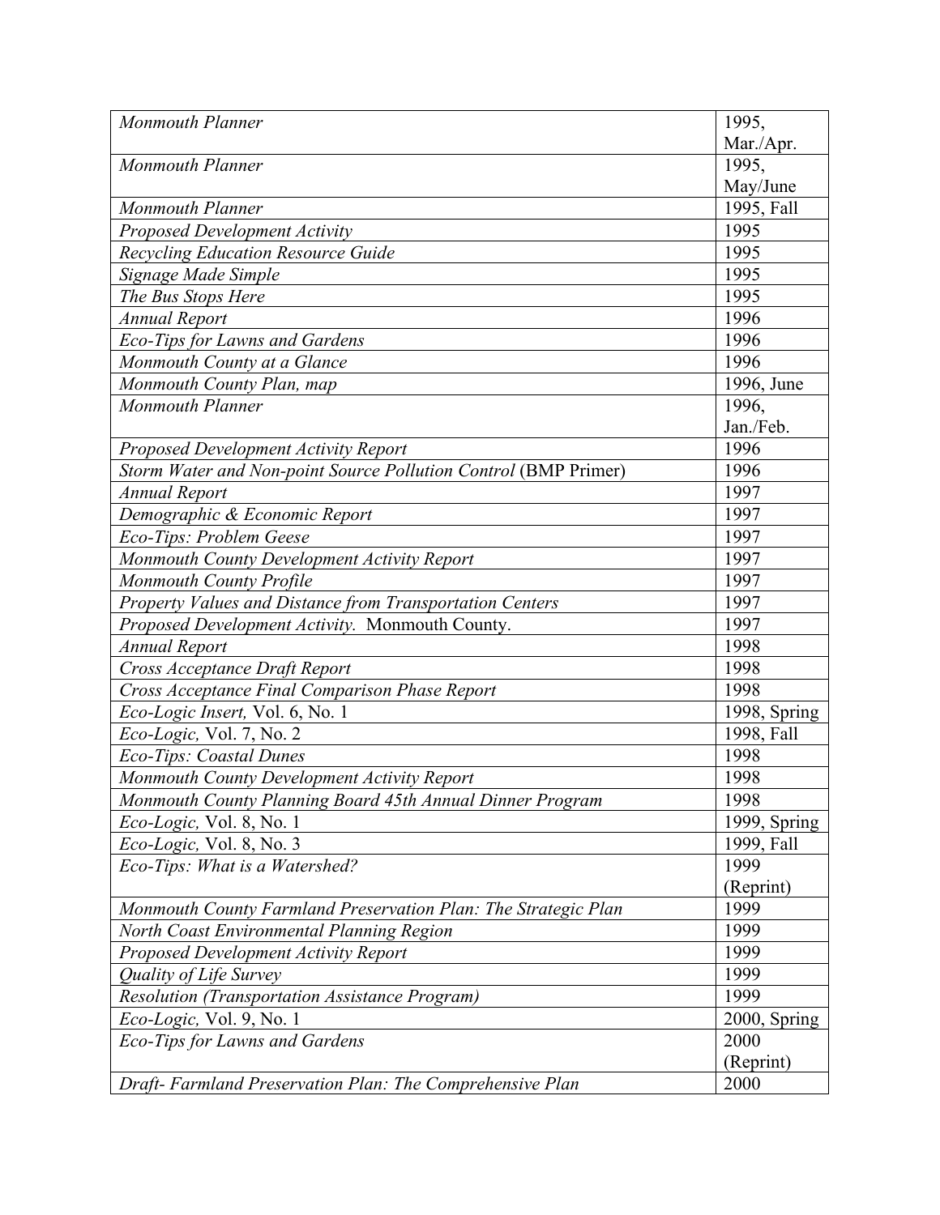| | |
|---|---|
| *Monmouth Planner* | 1995, Mar./Apr. |
| *Monmouth Planner* | 1995, May/June |
| *Monmouth Planner* | 1995, Fall |
| *Proposed Development Activity* | 1995 |
| *Recycling Education Resource Guide* | 1995 |
| *Signage Made Simple* | 1995 |
| *The Bus Stops Here* | 1995 |
| *Annual Report* | 1996 |
| *Eco-Tips for Lawns and Gardens* | 1996 |
| *Monmouth County at a Glance* | 1996 |
| *Monmouth County Plan, map* | 1996, June |
| *Monmouth Planner* | 1996, Jan./Feb. |
| *Proposed Development Activity Report* | 1996 |
| *Storm Water and Non-point Source Pollution Control* (BMP Primer) | 1996 |
| *Annual Report* | 1997 |
| *Demographic & Economic Report* | 1997 |
| *Eco-Tips: Problem Geese* | 1997 |
| *Monmouth County Development Activity Report* | 1997 |
| *Monmouth County Profile* | 1997 |
| *Property Values and Distance from Transportation Centers* | 1997 |
| *Proposed Development Activity.* Monmouth County. | 1997 |
| *Annual Report* | 1998 |
| *Cross Acceptance Draft Report* | 1998 |
| *Cross Acceptance Final Comparison Phase Report* | 1998 |
| *Eco-Logic Insert,* Vol. 6, No. 1 | 1998, Spring |
| *Eco-Logic,* Vol. 7, No. 2 | 1998, Fall |
| *Eco-Tips: Coastal Dunes* | 1998 |
| *Monmouth County Development Activity Report* | 1998 |
| *Monmouth County Planning Board 45th Annual Dinner Program* | 1998 |
| *Eco-Logic,* Vol. 8, No. 1 | 1999, Spring |
| *Eco-Logic,* Vol. 8, No. 3 | 1999, Fall |
| *Eco-Tips: What is a Watershed?* | 1999 (Reprint) |
| *Monmouth County Farmland Preservation Plan: The Strategic Plan* | 1999 |
| *North Coast Environmental Planning Region* | 1999 |
| *Proposed Development Activity Report* | 1999 |
| *Quality of Life Survey* | 1999 |
| *Resolution (Transportation Assistance Program)* | 1999 |
| *Eco-Logic,* Vol. 9, No. 1 | 2000, Spring |
| *Eco-Tips for Lawns and Gardens* | 2000 (Reprint) |
| *Draft- Farmland Preservation Plan: The Comprehensive Plan* | 2000 |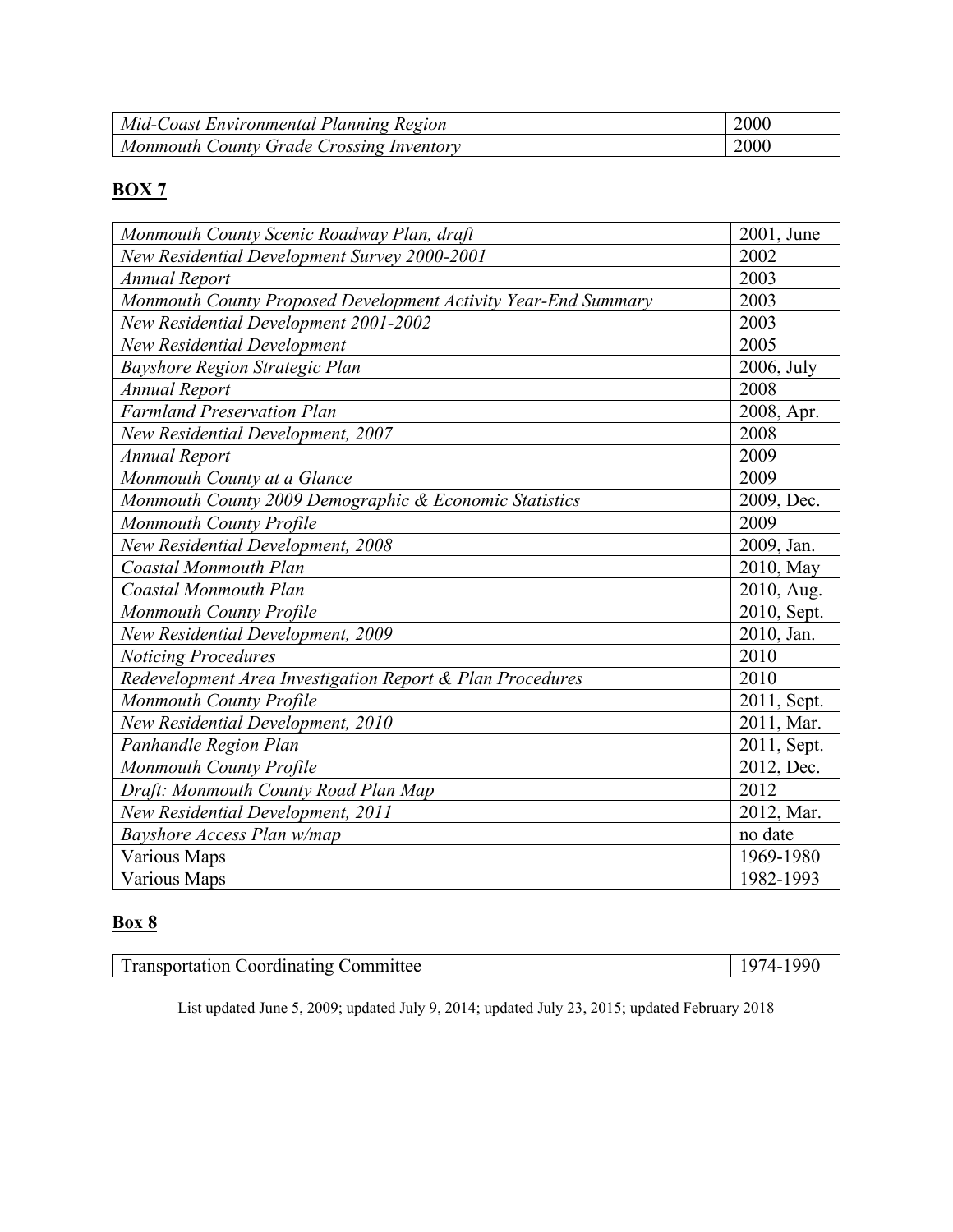| | |
|---|---|
| *Mid-Coast Environmental Planning Region* | 2000 |
| *Monmouth County Grade Crossing Inventory* | 2000 |

## BOX 7

| | |
|---|---|
| *Monmouth County Scenic Roadway Plan, draft* | 2001, June |
| *New Residential Development Survey 2000-2001* | 2002 |
| *Annual Report* | 2003 |
| *Monmouth County Proposed Development Activity Year-End Summary* | 2003 |
| *New Residential Development 2001-2002* | 2003 |
| *New Residential Development* | 2005 |
| *Bayshore Region Strategic Plan* | 2006, July |
| *Annual Report* | 2008 |
| *Farmland Preservation Plan* | 2008, Apr. |
| *New Residential Development, 2007* | 2008 |
| *Annual Report* | 2009 |
| *Monmouth County at a Glance* | 2009 |
| *Monmouth County 2009 Demographic & Economic Statistics* | 2009, Dec. |
| *Monmouth County Profile* | 2009 |
| *New Residential Development, 2008* | 2009, Jan. |
| *Coastal Monmouth Plan* | 2010, May |
| *Coastal Monmouth Plan* | 2010, Aug. |
| *Monmouth County Profile* | 2010, Sept. |
| *New Residential Development, 2009* | 2010, Jan. |
| *Noticing Procedures* | 2010 |
| *Redevelopment Area Investigation Report & Plan Procedures* | 2010 |
| *Monmouth County Profile* | 2011, Sept. |
| *New Residential Development, 2010* | 2011, Mar. |
| *Panhandle Region Plan* | 2011, Sept. |
| *Monmouth County Profile* | 2012, Dec. |
| *Draft: Monmouth County Road Plan Map* | 2012 |
| *New Residential Development, 2011* | 2012, Mar. |
| *Bayshore Access Plan w/map* | no date |
| Various Maps | 1969-1980 |
| Various Maps | 1982-1993 |

## Box 8

| | |
|---|---|
| Transportation Coordinating Committee | 1974-1990 |

List updated June 5, 2009; updated July 9, 2014; updated July 23, 2015; updated February 2018